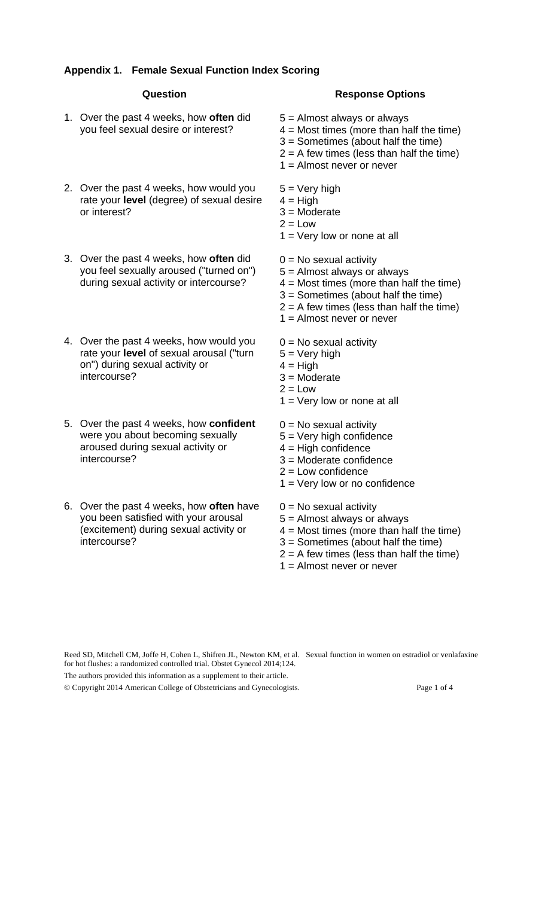### Appendix 1. Female Sexual Function Index Scoring

| Question | Response Options |
|---|---|
| 1. Over the past 4 weeks, how **often** did you feel sexual desire or interest? | 5 = Almost always or always<br>4 = Most times (more than half the time)<br>3 = Sometimes (about half the time)<br>2 = A few times (less than half the time)<br>1 = Almost never or never |
| 2. Over the past 4 weeks, how would you rate your **level** (degree) of sexual desire or interest? | 5 = Very high<br>4 = High<br>3 = Moderate<br>2 = Low<br>1 = Very low or none at all |
| 3. Over the past 4 weeks, how **often** did you feel sexually aroused ("turned on") during sexual activity or intercourse? | 0 = No sexual activity<br>5 = Almost always or always<br>4 = Most times (more than half the time)<br>3 = Sometimes (about half the time)<br>2 = A few times (less than half the time)<br>1 = Almost never or never |
| 4. Over the past 4 weeks, how would you rate your **level** of sexual arousal ("turn on") during sexual activity or intercourse? | 0 = No sexual activity<br>5 = Very high<br>4 = High<br>3 = Moderate<br>2 = Low<br>1 = Very low or none at all |
| 5. Over the past 4 weeks, how **confident** were you about becoming sexually aroused during sexual activity or intercourse? | 0 = No sexual activity<br>5 = Very high confidence<br>4 = High confidence<br>3 = Moderate confidence<br>2 = Low confidence<br>1 = Very low or no confidence |
| 6. Over the past 4 weeks, how **often** have you been satisfied with your arousal (excitement) during sexual activity or intercourse? | 0 = No sexual activity<br>5 = Almost always or always<br>4 = Most times (more than half the time)<br>3 = Sometimes (about half the time)<br>2 = A few times (less than half the time)<br>1 = Almost never or never |

Reed SD, Mitchell CM, Joffe H, Cohen L, Shifren JL, Newton KM, et al. Sexual function in women on estradiol or venlafaxine for hot flushes: a randomized controlled trial. Obstet Gynecol 2014;124.

The authors provided this information as a supplement to their article.

© Copyright 2014 American College of Obstetricians and Gynecologists.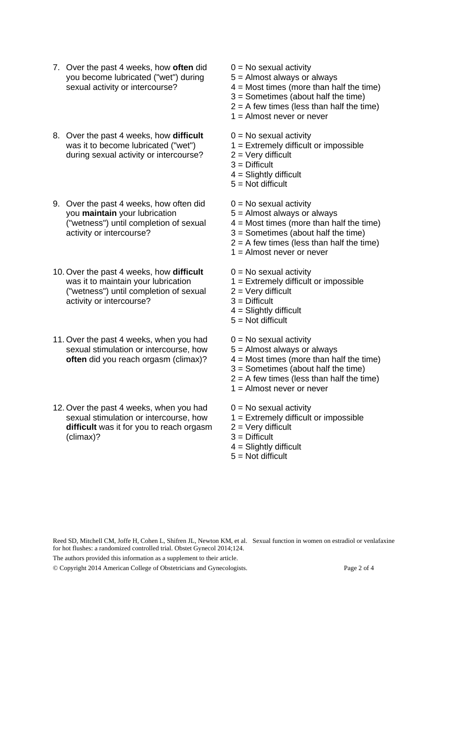7. Over the past 4 weeks, how **often** did you become lubricated ("wet") during sexual activity or intercourse?
   - 0 = No sexual activity
   - 5 = Almost always or always
   - 4 = Most times (more than half the time)
   - 3 = Sometimes (about half the time)
   - 2 = A few times (less than half the time)
   - 1 = Almost never or never

8. Over the past 4 weeks, how **difficult** was it to become lubricated ("wet") during sexual activity or intercourse?
   - 0 = No sexual activity
   - 1 = Extremely difficult or impossible
   - 2 = Very difficult
   - 3 = Difficult
   - 4 = Slightly difficult
   - 5 = Not difficult

9. Over the past 4 weeks, how often did you **maintain** your lubrication ("wetness") until completion of sexual activity or intercourse?
   - 0 = No sexual activity
   - 5 = Almost always or always
   - 4 = Most times (more than half the time)
   - 3 = Sometimes (about half the time)
   - 2 = A few times (less than half the time)
   - 1 = Almost never or never

10. Over the past 4 weeks, how **difficult** was it to maintain your lubrication ("wetness") until completion of sexual activity or intercourse?
    - 0 = No sexual activity
    - 1 = Extremely difficult or impossible
    - 2 = Very difficult
    - 3 = Difficult
    - 4 = Slightly difficult
    - 5 = Not difficult

11. Over the past 4 weeks, when you had sexual stimulation or intercourse, how **often** did you reach orgasm (climax)?
    - 0 = No sexual activity
    - 5 = Almost always or always
    - 4 = Most times (more than half the time)
    - 3 = Sometimes (about half the time)
    - 2 = A few times (less than half the time)
    - 1 = Almost never or never

12. Over the past 4 weeks, when you had sexual stimulation or intercourse, how **difficult** was it for you to reach orgasm (climax)?
    - 0 = No sexual activity
    - 1 = Extremely difficult or impossible
    - 2 = Very difficult
    - 3 = Difficult
    - 4 = Slightly difficult
    - 5 = Not difficult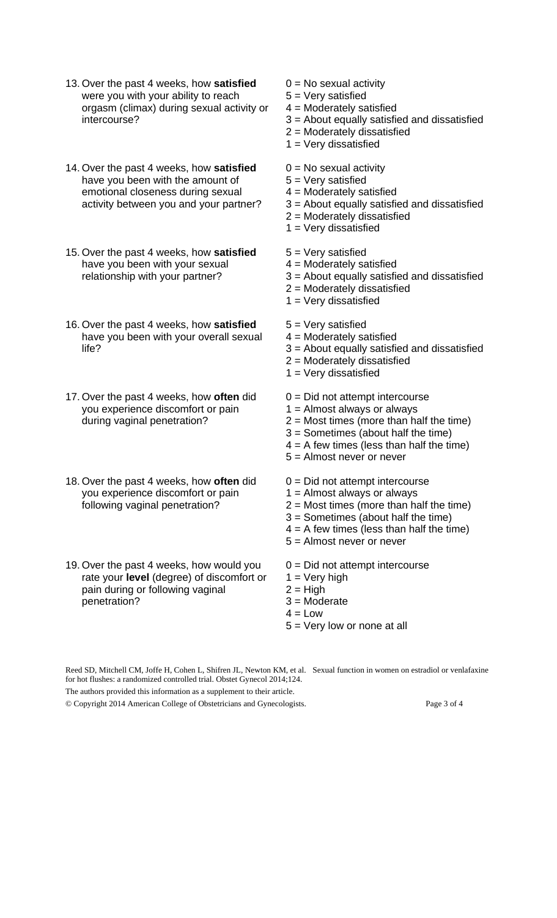13. Over the past 4 weeks, how **satisfied** were you with your ability to reach orgasm (climax) during sexual activity or intercourse?
    - 0 = No sexual activity
    - 5 = Very satisfied
    - 4 = Moderately satisfied
    - 3 = About equally satisfied and dissatisfied
    - 2 = Moderately dissatisfied
    - 1 = Very dissatisfied

14. Over the past 4 weeks, how **satisfied** have you been with the amount of emotional closeness during sexual activity between you and your partner?
    - 0 = No sexual activity
    - 5 = Very satisfied
    - 4 = Moderately satisfied
    - 3 = About equally satisfied and dissatisfied
    - 2 = Moderately dissatisfied
    - 1 = Very dissatisfied

15. Over the past 4 weeks, how **satisfied** have you been with your sexual relationship with your partner?
    - 5 = Very satisfied
    - 4 = Moderately satisfied
    - 3 = About equally satisfied and dissatisfied
    - 2 = Moderately dissatisfied
    - 1 = Very dissatisfied

16. Over the past 4 weeks, how **satisfied** have you been with your overall sexual life?
    - 5 = Very satisfied
    - 4 = Moderately satisfied
    - 3 = About equally satisfied and dissatisfied
    - 2 = Moderately dissatisfied
    - 1 = Very dissatisfied

17. Over the past 4 weeks, how **often** did you experience discomfort or pain during vaginal penetration?
    - 0 = Did not attempt intercourse
    - 1 = Almost always or always
    - 2 = Most times (more than half the time)
    - 3 = Sometimes (about half the time)
    - 4 = A few times (less than half the time)
    - 5 = Almost never or never

18. Over the past 4 weeks, how **often** did you experience discomfort or pain following vaginal penetration?
    - 0 = Did not attempt intercourse
    - 1 = Almost always or always
    - 2 = Most times (more than half the time)
    - 3 = Sometimes (about half the time)
    - 4 = A few times (less than half the time)
    - 5 = Almost never or never

19. Over the past 4 weeks, how would you rate your **level** (degree) of discomfort or pain during or following vaginal penetration?
    - 0 = Did not attempt intercourse
    - 1 = Very high
    - 2 = High
    - 3 = Moderate
    - 4 = Low
    - 5 = Very low or none at all

Reed SD, Mitchell CM, Joffe H, Cohen L, Shifren JL, Newton KM, et al. Sexual function in women on estradiol or venlafaxine for hot flushes: a randomized controlled trial. Obstet Gynecol 2014;124.

The authors provided this information as a supplement to their article.

© Copyright 2014 American College of Obstetricians and Gynecologists.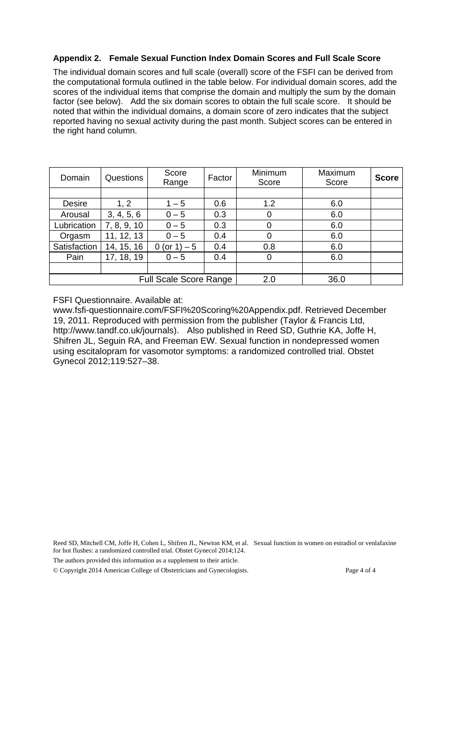### Appendix 2. Female Sexual Function Index Domain Scores and Full Scale Score

The individual domain scores and full scale (overall) score of the FSFI can be derived from the computational formula outlined in the table below. For individual domain scores, add the scores of the individual items that comprise the domain and multiply the sum by the domain factor (see below). Add the six domain scores to obtain the full scale score. It should be noted that within the individual domains, a domain score of zero indicates that the subject reported having no sexual activity during the past month. Subject scores can be entered in the right hand column.

| Domain | Questions | Score Range | Factor | Minimum Score | Maximum Score | **Score** |
|---|---|---|---|---|---|---|
| | | | | | | |
| Desire | 1, 2 | 1 – 5 | 0.6 | 1.2 | 6.0 | |
| Arousal | 3, 4, 5, 6 | 0 – 5 | 0.3 | 0 | 6.0 | |
| Lubrication | 7, 8, 9, 10 | 0 – 5 | 0.3 | 0 | 6.0 | |
| Orgasm | 11, 12, 13 | 0 – 5 | 0.4 | 0 | 6.0 | |
| Satisfaction | 14, 15, 16 | 0 (or 1) – 5 | 0.4 | 0.8 | 6.0 | |
| Pain | 17, 18, 19 | 0 – 5 | 0.4 | 0 | 6.0 | |
| | | | | | | |
| Full Scale Score Range | | | | 2.0 | 36.0 | |

FSFI Questionnaire. Available at: www.fsfi-questionnaire.com/FSFI%20Scoring%20Appendix.pdf. Retrieved December 19, 2011. Reproduced with permission from the publisher (Taylor & Francis Ltd, http://www.tandf.co.uk/journals). Also published in Reed SD, Guthrie KA, Joffe H, Shifren JL, Seguin RA, and Freeman EW. Sexual function in nondepressed women using escitalopram for vasomotor symptoms: a randomized controlled trial. Obstet Gynecol 2012;119:527–38.

Reed SD, Mitchell CM, Joffe H, Cohen L, Shifren JL, Newton KM, et al. Sexual function in women on estradiol or venlafaxine for hot flushes: a randomized controlled trial. Obstet Gynecol 2014;124.

The authors provided this information as a supplement to their article.

© Copyright 2014 American College of Obstetricians and Gynecologists.